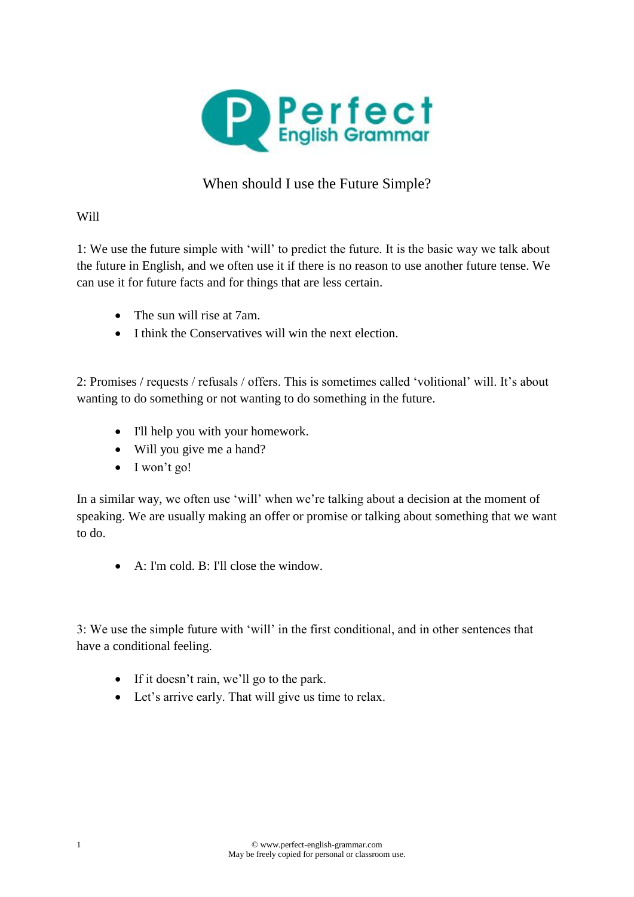# When should I use the Future Simple?

## Will

1: We use the future simple with 'will' to predict the future. It is the basic way we talk about the future in English, and we often use it if there is no reason to use another future tense. We can use it for future facts and for things that are less certain.

- The sun will rise at 7am.
- I think the Conservatives will win the next election.

2: Promises / requests / refusals / offers. This is sometimes called 'volitional' will. It's about wanting to do something or not wanting to do something in the future.

- I'll help you with your homework.
- Will you give me a hand?
- I won't go!

In a similar way, we often use 'will' when we're talking about a decision at the moment of speaking. We are usually making an offer or promise or talking about something that we want to do.

- A: I'm cold. B: I'll close the window.

3: We use the simple future with 'will' in the first conditional, and in other sentences that have a conditional feeling.

- If it doesn't rain, we'll go to the park.
- Let's arrive early. That will give us time to relax.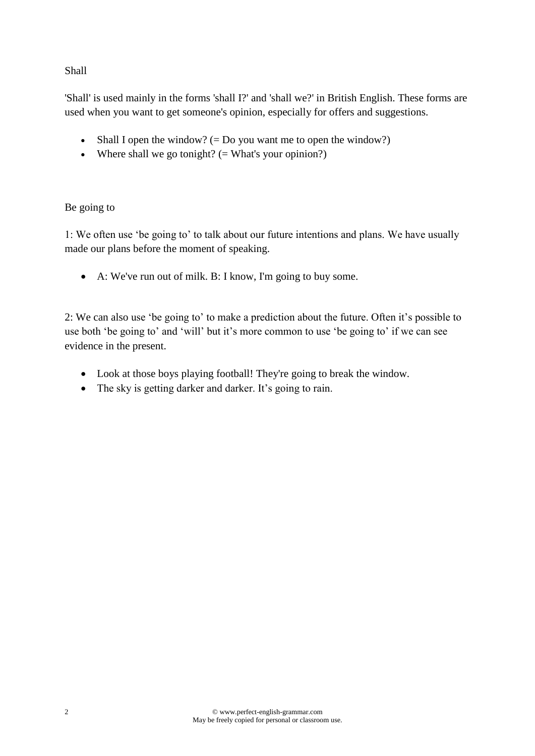## Shall

'Shall' is used mainly in the forms 'shall I?' and 'shall we?' in British English. These forms are used when you want to get someone's opinion, especially for offers and suggestions.

- Shall I open the window? (= Do you want me to open the window?)
- Where shall we go tonight? (= What's your opinion?)

## Be going to

1: We often use 'be going to' to talk about our future intentions and plans. We have usually made our plans before the moment of speaking.

- A: We've run out of milk. B: I know, I'm going to buy some.

2: We can also use 'be going to' to make a prediction about the future. Often it's possible to use both 'be going to' and 'will' but it's more common to use 'be going to' if we can see evidence in the present.

- Look at those boys playing football! They're going to break the window.
- The sky is getting darker and darker. It's going to rain.

© www.perfect-english-grammar.com
May be freely copied for personal or classroom use.